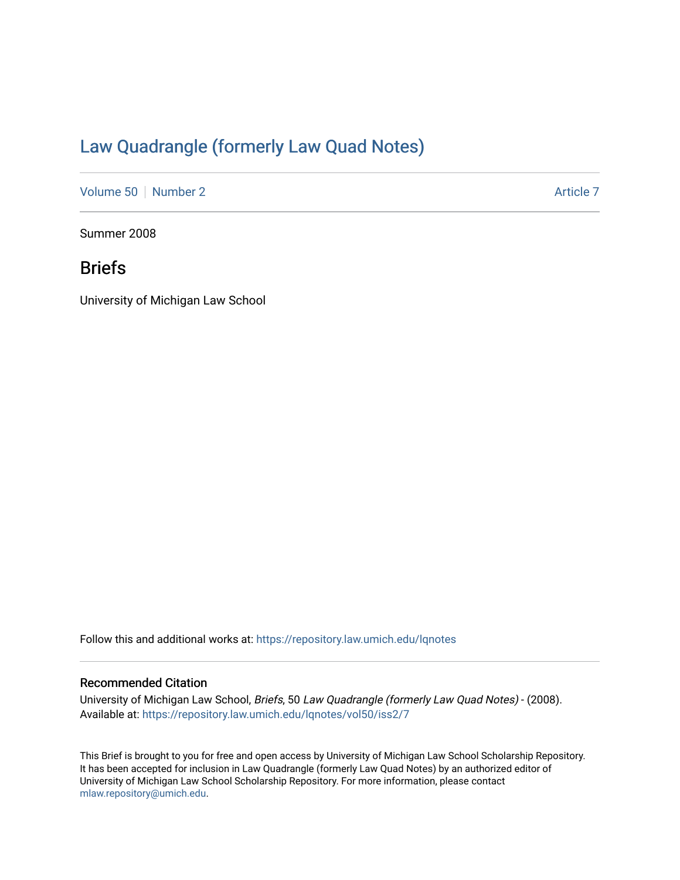# Law Quadrangle (formerly Law Quad Notes)

Volume 50 | Number 2 | Article 7

Summer 2008

## Briefs

University of Michigan Law School

Follow this and additional works at: https://repository.law.umich.edu/lqnotes

### Recommended Citation

University of Michigan Law School, *Briefs*, 50 *Law Quadrangle (formerly Law Quad Notes)* - (2008).
Available at: https://repository.law.umich.edu/lqnotes/vol50/iss2/7

This Brief is brought to you for free and open access by University of Michigan Law School Scholarship Repository. It has been accepted for inclusion in Law Quadrangle (formerly Law Quad Notes) by an authorized editor of University of Michigan Law School Scholarship Repository. For more information, please contact mlaw.repository@umich.edu.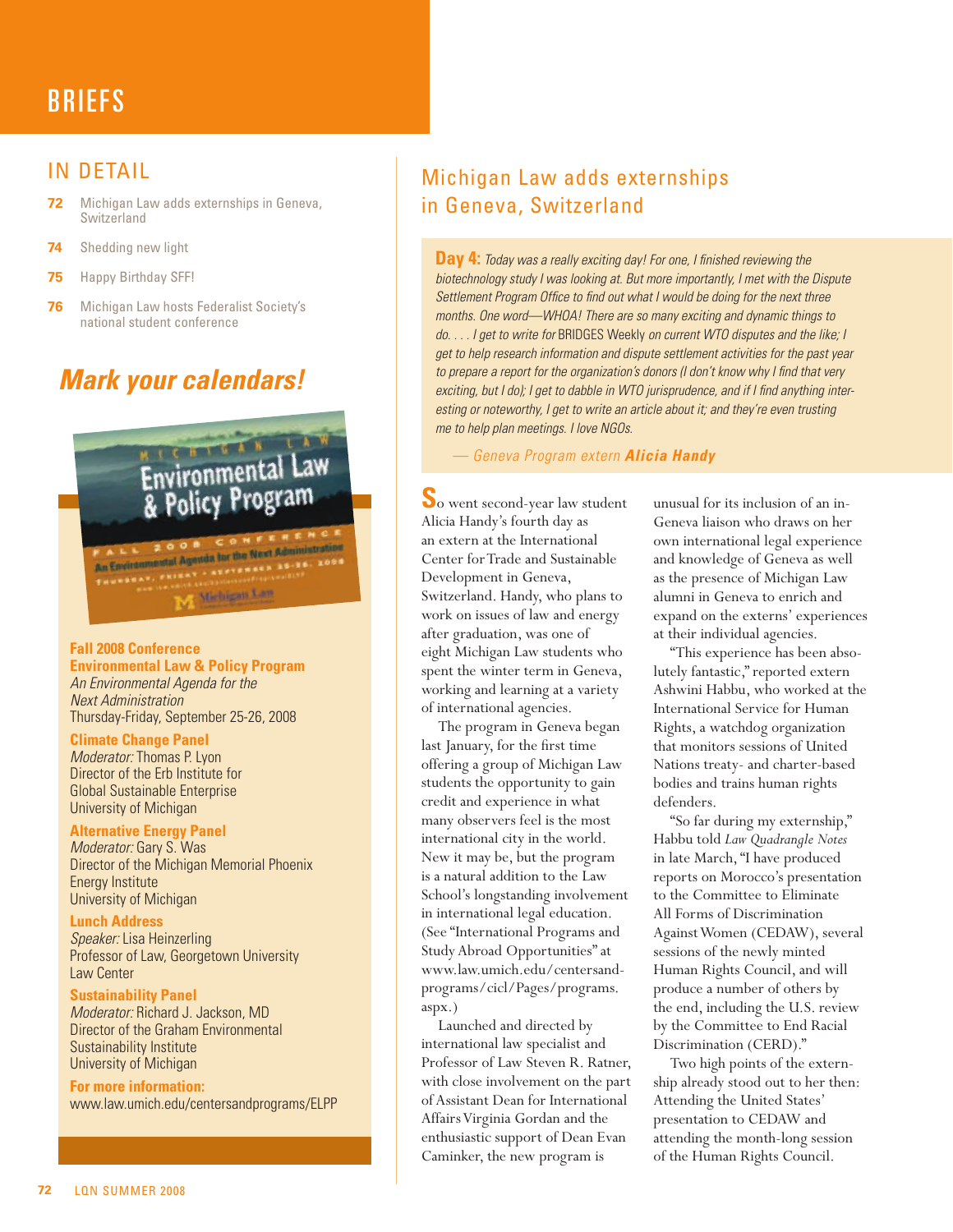# BRIEFS

## IN DETAIL

**72** Michigan Law adds externships in Geneva, Switzerland

**74** Shedding new light

**75** Happy Birthday SFF!

**76** Michigan Law hosts Federalist Society's national student conference

## *Mark your calendars!*

**Fall 2008 Conference**
**Environmental Law & Policy Program**
*An Environmental Agenda for the Next Administration*
Thursday-Friday, September 25-26, 2008

**Climate Change Panel**
*Moderator:* Thomas P. Lyon
Director of the Erb Institute for Global Sustainable Enterprise
University of Michigan

**Alternative Energy Panel**
*Moderator:* Gary S. Was
Director of the Michigan Memorial Phoenix Energy Institute
University of Michigan

**Lunch Address**
*Speaker:* Lisa Heinzerling
Professor of Law, Georgetown University Law Center

**Sustainability Panel**
*Moderator:* Richard J. Jackson, MD
Director of the Graham Environmental Sustainability Institute
University of Michigan

**For more information:**
www.law.umich.edu/centersandprograms/ELPP

## Michigan Law adds externships in Geneva, Switzerland

**Day 4:** *Today was a really exciting day! For one, I finished reviewing the biotechnology study I was looking at. But more importantly, I met with the Dispute Settlement Program Office to find out what I would be doing for the next three months. One word—WHOA! There are so many exciting and dynamic things to do. . . . I get to write for* BRIDGES Weekly *on current WTO disputes and the like; I get to help research information and dispute settlement activities for the past year to prepare a report for the organization's donors (I don't know why I find that very exciting, but I do); I get to dabble in WTO jurisprudence, and if I find anything interesting or noteworthy, I get to write an article about it; and they're even trusting me to help plan meetings. I love NGOs.*

*— Geneva Program extern* ***Alicia Handy***

So went second-year law student Alicia Handy's fourth day as an extern at the International Center for Trade and Sustainable Development in Geneva, Switzerland. Handy, who plans to work on issues of law and energy after graduation, was one of eight Michigan Law students who spent the winter term in Geneva, working and learning at a variety of international agencies.

The program in Geneva began last January, for the first time offering a group of Michigan Law students the opportunity to gain credit and experience in what many observers feel is the most international city in the world. New it may be, but the program is a natural addition to the Law School's longstanding involvement in international legal education. (See "International Programs and Study Abroad Opportunities" at www.law.umich.edu/centersand-programs/cicl/Pages/programs.aspx.)

Launched and directed by international law specialist and Professor of Law Steven R. Ratner, with close involvement on the part of Assistant Dean for International Affairs Virginia Gordan and the enthusiastic support of Dean Evan Caminker, the new program is unusual for its inclusion of an in-Geneva liaison who draws on her own international legal experience and knowledge of Geneva as well as the presence of Michigan Law alumni in Geneva to enrich and expand on the externs' experiences at their individual agencies.

"This experience has been absolutely fantastic," reported extern Ashwini Habbu, who worked at the International Service for Human Rights, a watchdog organization that monitors sessions of United Nations treaty- and charter-based bodies and trains human rights defenders.

"So far during my externship," Habbu told *Law Quadrangle Notes* in late March, "I have produced reports on Morocco's presentation to the Committee to Eliminate All Forms of Discrimination Against Women (CEDAW), several sessions of the newly minted Human Rights Council, and will produce a number of others by the end, including the U.S. review by the Committee to End Racial Discrimination (CERD)."

Two high points of the externship already stood out to her then: Attending the United States' presentation to CEDAW and attending the month-long session of the Human Rights Council.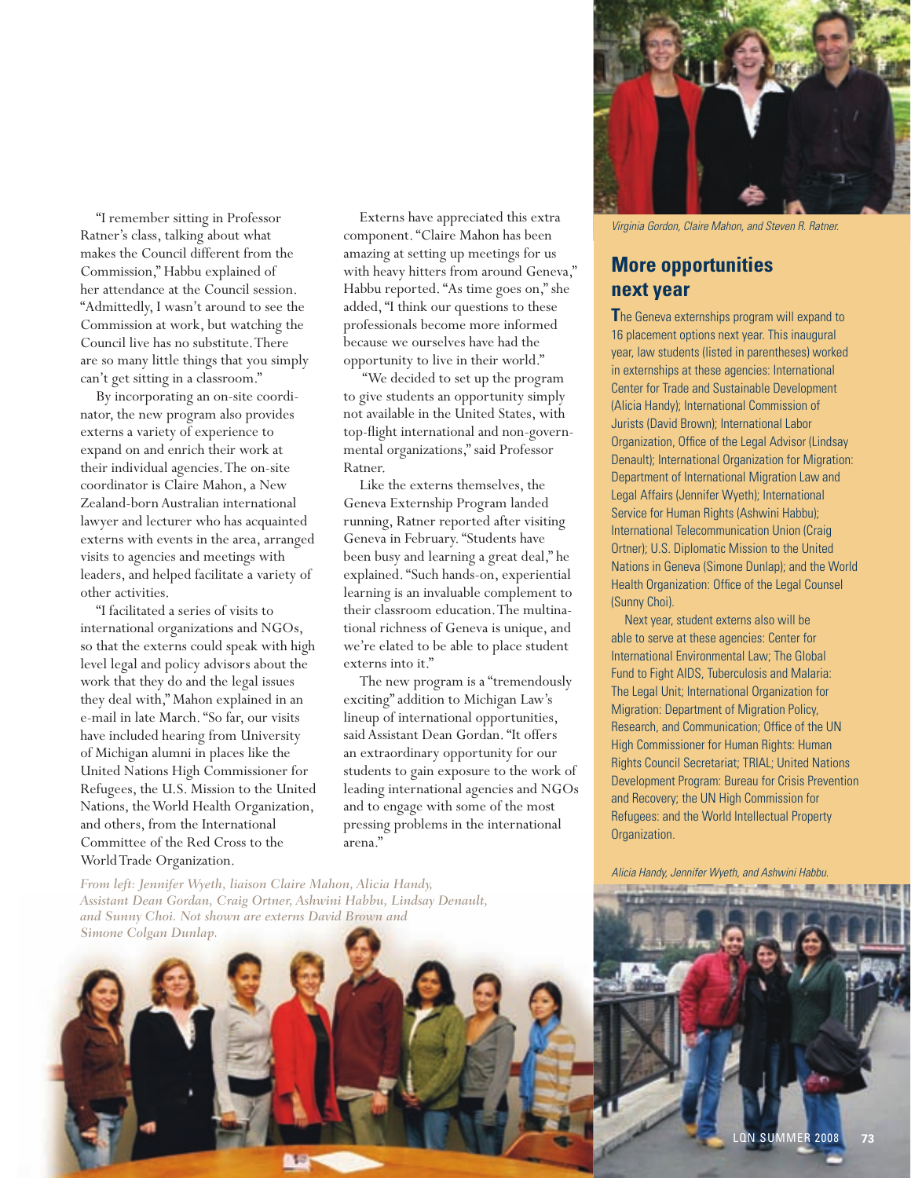"I remember sitting in Professor Ratner's class, talking about what makes the Council different from the Commission," Habbu explained of her attendance at the Council session. "Admittedly, I wasn't around to see the Commission at work, but watching the Council live has no substitute. There are so many little things that you simply can't get sitting in a classroom."

By incorporating an on-site coordinator, the new program also provides externs a variety of experience to expand on and enrich their work at their individual agencies. The on-site coordinator is Claire Mahon, a New Zealand-born Australian international lawyer and lecturer who has acquainted externs with events in the area, arranged visits to agencies and meetings with leaders, and helped facilitate a variety of other activities.

"I facilitated a series of visits to international organizations and NGOs, so that the externs could speak with high level legal and policy advisors about the work that they do and the legal issues they deal with," Mahon explained in an e-mail in late March. "So far, our visits have included hearing from University of Michigan alumni in places like the United Nations High Commissioner for Refugees, the U.S. Mission to the United Nations, the World Health Organization, and others, from the International Committee of the Red Cross to the World Trade Organization.

Externs have appreciated this extra component. "Claire Mahon has been amazing at setting up meetings for us with heavy hitters from around Geneva," Habbu reported. "As time goes on," she added, "I think our questions to these professionals become more informed because we ourselves have had the opportunity to live in their world."

"We decided to set up the program to give students an opportunity simply not available in the United States, with top-flight international and non-governmental organizations," said Professor Ratner.

Like the externs themselves, the Geneva Externship Program landed running, Ratner reported after visiting Geneva in February. "Students have been busy and learning a great deal," he explained. "Such hands-on, experiential learning is an invaluable complement to their classroom education. The multinational richness of Geneva is unique, and we're elated to be able to place student externs into it."

The new program is a "tremendously exciting" addition to Michigan Law's lineup of international opportunities, said Assistant Dean Gordan. "It offers an extraordinary opportunity for our students to gain exposure to the work of leading international agencies and NGOs and to engage with some of the most pressing problems in the international arena."

*From left: Jennifer Wyeth, liaison Claire Mahon, Alicia Handy, Assistant Dean Gordan, Craig Ortner, Ashwini Habbu, Lindsay Denault, and Sunny Choi. Not shown are externs David Brown and Simone Colgan Dunlap.*

*Virginia Gordon, Claire Mahon, and Steven R. Ratner.*

## More opportunities next year

The Geneva externships program will expand to 16 placement options next year. This inaugural year, law students (listed in parentheses) worked in externships at these agencies: International Center for Trade and Sustainable Development (Alicia Handy); International Commission of Jurists (David Brown); International Labor Organization, Office of the Legal Advisor (Lindsay Denault); International Organization for Migration: Department of International Migration Law and Legal Affairs (Jennifer Wyeth); International Service for Human Rights (Ashwini Habbu); International Telecommunication Union (Craig Ortner); U.S. Diplomatic Mission to the United Nations in Geneva (Simone Dunlap); and the World Health Organization: Office of the Legal Counsel (Sunny Choi).

Next year, student externs also will be able to serve at these agencies: Center for International Environmental Law; The Global Fund to Fight AIDS, Tuberculosis and Malaria: The Legal Unit; International Organization for Migration: Department of Migration Policy, Research, and Communication; Office of the UN High Commissioner for Human Rights: Human Rights Council Secretariat; TRIAL; United Nations Development Program: Bureau for Crisis Prevention and Recovery; the UN High Commission for Refugees: and the World Intellectual Property Organization.

*Alicia Handy, Jennifer Wyeth, and Ashwini Habbu.*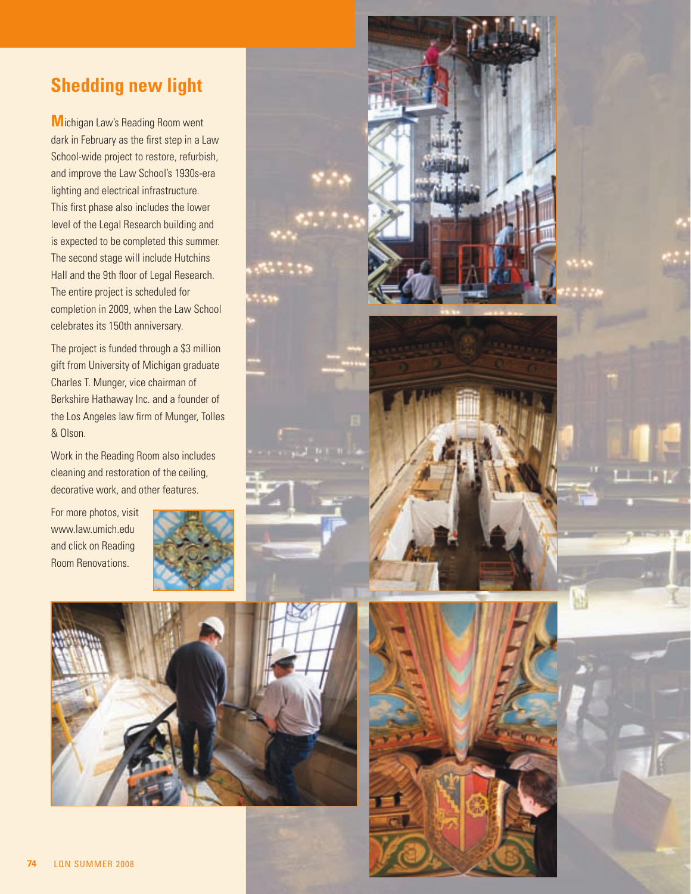## Shedding new light

Michigan Law's Reading Room went dark in February as the first step in a Law School-wide project to restore, refurbish, and improve the Law School's 1930s-era lighting and electrical infrastructure. This first phase also includes the lower level of the Legal Research building and is expected to be completed this summer. The second stage will include Hutchins Hall and the 9th floor of Legal Research. The entire project is scheduled for completion in 2009, when the Law School celebrates its 150th anniversary.

The project is funded through a $3 million gift from University of Michigan graduate Charles T. Munger, vice chairman of Berkshire Hathaway Inc. and a founder of the Los Angeles law firm of Munger, Tolles & Olson.

Work in the Reading Room also includes cleaning and restoration of the ceiling, decorative work, and other features.

For more photos, visit www.law.umich.edu and click on Reading Room Renovations.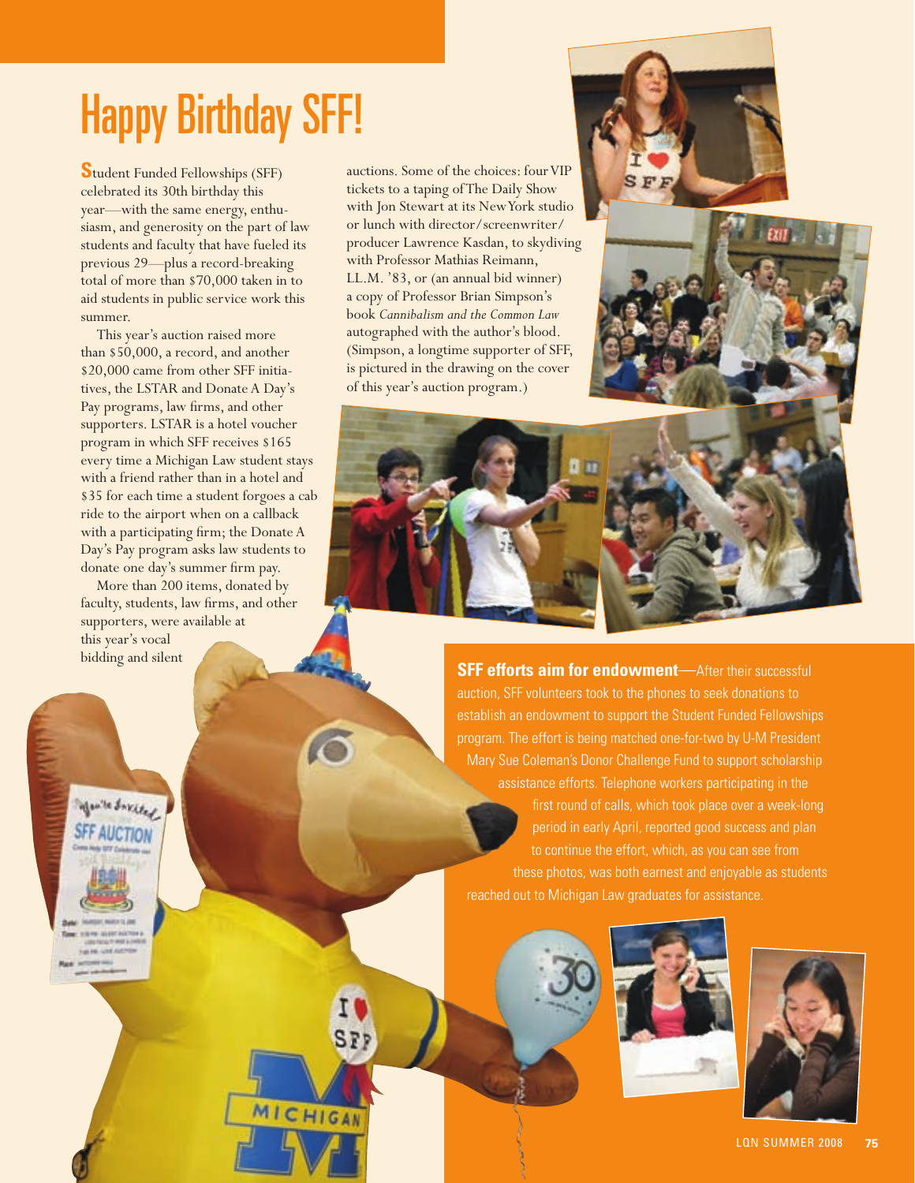# Happy Birthday SFF!

**S**tudent Funded Fellowships (SFF) celebrated its 30th birthday this year—with the same energy, enthusiasm, and generosity on the part of law students and faculty that have fueled its previous 29—plus a record-breaking total of more than $70,000 taken in to aid students in public service work this summer.

This year's auction raised more than $50,000, a record, and another $20,000 came from other SFF initiatives, the LSTAR and Donate A Day's Pay programs, law firms, and other supporters. LSTAR is a hotel voucher program in which SFF receives $165 every time a Michigan Law student stays with a friend rather than in a hotel and $35 for each time a student forgoes a cab ride to the airport when on a callback with a participating firm; the Donate A Day's Pay program asks law students to donate one day's summer firm pay.

More than 200 items, donated by faculty, students, law firms, and other supporters, were available at this year's vocal bidding and silent auctions. Some of the choices: four VIP tickets to a taping of The Daily Show with Jon Stewart at its New York studio or lunch with director/screenwriter/producer Lawrence Kasdan, to skydiving with Professor Mathias Reimann, LL.M. '83, or (an annual bid winner) a copy of Professor Brian Simpson's book *Cannibalism and the Common Law* autographed with the author's blood. (Simpson, a longtime supporter of SFF, is pictured in the drawing on the cover of this year's auction program.)

**SFF efforts aim for endowment**—After their successful auction, SFF volunteers took to the phones to seek donations to establish an endowment to support the Student Funded Fellowships program. The effort is being matched one-for-two by U-M President Mary Sue Coleman's Donor Challenge Fund to support scholarship assistance efforts. Telephone workers participating in the first round of calls, which took place over a week-long period in early April, reported good success and plan to continue the effort, which, as you can see from these photos, was both earnest and enjoyable as students reached out to Michigan Law graduates for assistance.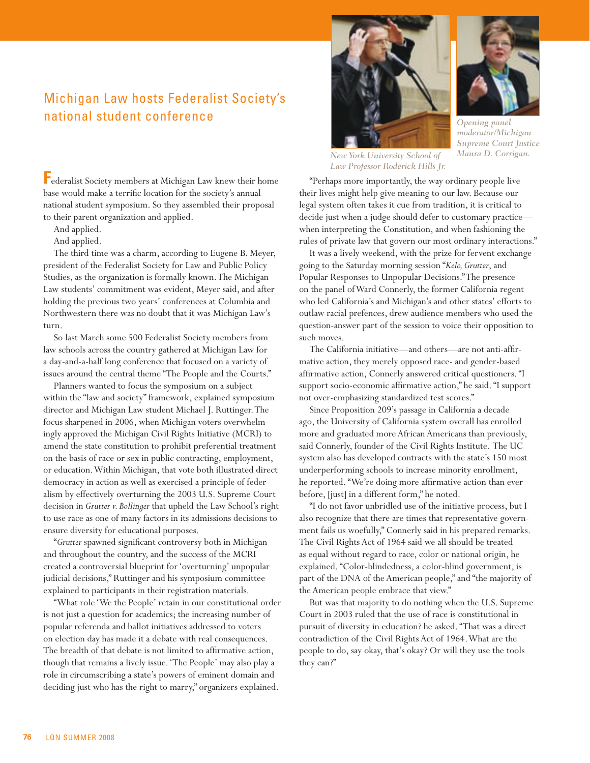## Michigan Law hosts Federalist Society's national student conference

*New York University School of Law Professor Roderick Hills Jr.*

*Opening panel moderator/Michigan Supreme Court Justice Maura D. Corrigan.*

Federalist Society members at Michigan Law knew their home base would make a terrific location for the society's annual national student symposium. So they assembled their proposal to their parent organization and applied.

And applied.

And applied.

The third time was a charm, according to Eugene B. Meyer, president of the Federalist Society for Law and Public Policy Studies, as the organization is formally known. The Michigan Law students' commitment was evident, Meyer said, and after holding the previous two years' conferences at Columbia and Northwestern there was no doubt that it was Michigan Law's turn.

So last March some 500 Federalist Society members from law schools across the country gathered at Michigan Law for a day-and-a-half long conference that focused on a variety of issues around the central theme "The People and the Courts."

Planners wanted to focus the symposium on a subject within the "law and society" framework, explained symposium director and Michigan Law student Michael J. Ruttinger. The focus sharpened in 2006, when Michigan voters overwhelmingly approved the Michigan Civil Rights Initiative (MCRI) to amend the state constitution to prohibit preferential treatment on the basis of race or sex in public contracting, employment, or education. Within Michigan, that vote both illustrated direct democracy in action as well as exercised a principle of federalism by effectively overturning the 2003 U.S. Supreme Court decision in *Grutter v. Bollinger* that upheld the Law School's right to use race as one of many factors in its admissions decisions to ensure diversity for educational purposes.

"*Grutter* spawned significant controversy both in Michigan and throughout the country, and the success of the MCRI created a controversial blueprint for 'overturning' unpopular judicial decisions," Ruttinger and his symposium committee explained to participants in their registration materials.

"What role 'We the People' retain in our constitutional order is not just a question for academics; the increasing number of popular referenda and ballot initiatives addressed to voters on election day has made it a debate with real consequences. The breadth of that debate is not limited to affirmative action, though that remains a lively issue. 'The People' may also play a role in circumscribing a state's powers of eminent domain and deciding just who has the right to marry," organizers explained.

"Perhaps more importantly, the way ordinary people live their lives might help give meaning to our law. Because our legal system often takes it cue from tradition, it is critical to decide just when a judge should defer to customary practice—when interpreting the Constitution, and when fashioning the rules of private law that govern our most ordinary interactions."

It was a lively weekend, with the prize for fervent exchange going to the Saturday morning session "*Kelo, Grutter*, and Popular Responses to Unpopular Decisions." The presence on the panel of Ward Connerly, the former California regent who led California's and Michigan's and other states' efforts to outlaw racial prefences, drew audience members who used the question-answer part of the session to voice their opposition to such moves.

The California initiative—and others—are not anti-affirmative action, they merely opposed race- and gender-based affirmative action, Connerly answered critical questioners. "I support socio-economic affirmative action," he said. "I support not over-emphasizing standardized test scores."

Since Proposition 209's passage in California a decade ago, the University of California system overall has enrolled more and graduated more African Americans than previously, said Connerly, founder of the Civil Rights Institute. The UC system also has developed contracts with the state's 150 most underperforming schools to increase minority enrollment, he reported. "We're doing more affirmative action than ever before, [just] in a different form," he noted.

"I do not favor unbridled use of the initiative process, but I also recognize that there are times that representative government fails us woefully," Connerly said in his prepared remarks. The Civil Rights Act of 1964 said we all should be treated as equal without regard to race, color or national origin, he explained. "Color-blindedness, a color-blind government, is part of the DNA of the American people," and "the majority of the American people embrace that view."

But was that majority to do nothing when the U.S. Supreme Court in 2003 ruled that the use of race is constitutional in pursuit of diversity in education? he asked. "That was a direct contradiction of the Civil Rights Act of 1964. What are the people to do, say okay, that's okay? Or will they use the tools they can?"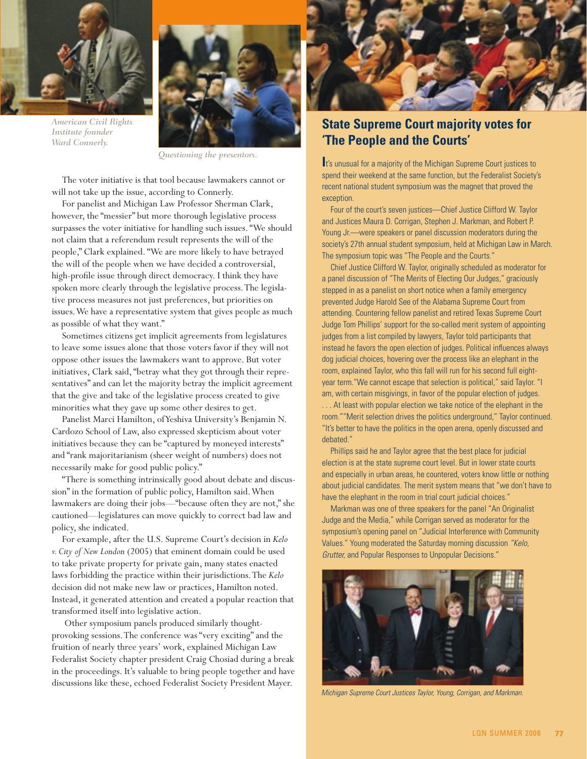American Civil Rights Institute founder Ward Connerly.

Questioning the presentors.

The voter initiative is that tool because lawmakers cannot or will not take up the issue, according to Connerly.

For panelist and Michigan Law Professor Sherman Clark, however, the "messier" but more thorough legislative process surpasses the voter initiative for handling such issues. "We should not claim that a referendum result represents the will of the people," Clark explained. "We are more likely to have betrayed the will of the people when we have decided a controversial, high-profile issue through direct democracy. I think they have spoken more clearly through the legislative process. The legislative process measures not just preferences, but priorities on issues. We have a representative system that gives people as much as possible of what they want."

Sometimes citizens get implicit agreements from legislatures to leave some issues alone that those voters favor if they will not oppose other issues the lawmakers want to approve. But voter initiatives, Clark said, "betray what they got through their representatives" and can let the majority betray the implicit agreement that the give and take of the legislative process created to give minorities what they gave up some other desires to get.

Panelist Marci Hamilton, of Yeshiva University's Benjamin N. Cardozo School of Law, also expressed skepticism about voter initiatives because they can be "captured by moneyed interests" and "rank majoritarianism (sheer weight of numbers) does not necessarily make for good public policy."

"There is something intrinsically good about debate and discussion" in the formation of public policy, Hamilton said. When lawmakers are doing their jobs—"because often they are not," she cautioned—legislatures can move quickly to correct bad law and policy, she indicated.

For example, after the U.S. Supreme Court's decision in *Kelo v. City of New London* (2005) that eminent domain could be used to take private property for private gain, many states enacted laws forbidding the practice within their jurisdictions. The *Kelo* decision did not make new law or practices, Hamilton noted. Instead, it generated attention and created a popular reaction that transformed itself into legislative action.

Other symposium panels produced similarly thought-provoking sessions. The conference was "very exciting" and the fruition of nearly three years' work, explained Michigan Law Federalist Society chapter president Craig Chosiad during a break in the proceedings. It's valuable to bring people together and have discussions like these, echoed Federalist Society President Mayer.

## State Supreme Court majority votes for 'The People and the Courts'

It's unusual for a majority of the Michigan Supreme Court justices to spend their weekend at the same function, but the Federalist Society's recent national student symposium was the magnet that proved the exception.

Four of the court's seven justices—Chief Justice Clifford W. Taylor and Justices Maura D. Corrigan, Stephen J. Markman, and Robert P. Young Jr.—were speakers or panel discussion moderators during the society's 27th annual student symposium, held at Michigan Law in March. The symposium topic was "The People and the Courts."

Chief Justice Clifford W. Taylor, originally scheduled as moderator for a panel discussion of "The Merits of Electing Our Judges," graciously stepped in as a panelist on short notice when a family emergency prevented Judge Harold See of the Alabama Supreme Court from attending. Countering fellow panelist and retired Texas Supreme Court Judge Tom Phillips' support for the so-called merit system of appointing judges from a list compiled by lawyers, Taylor told participants that instead he favors the open election of judges. Political influences always dog judicial choices, hovering over the process like an elephant in the room, explained Taylor, who this fall will run for his second full eight-year term. "We cannot escape that selection is political," said Taylor. "I am, with certain misgivings, in favor of the popular election of judges. . . . At least with popular election we take notice of the elephant in the room." "Merit selection drives the politics underground," Taylor continued. "It's better to have the politics in the open arena, openly discussed and debated."

Phillips said he and Taylor agree that the best place for judicial election is at the state supreme court level. But in lower state courts and especially in urban areas, he countered, voters know little or nothing about judicial candidates. The merit system means that "we don't have to have the elephant in the room in trial court judicial choices."

Markman was one of three speakers for the panel "An Originalist Judge and the Media," while Corrigan served as moderator for the symposium's opening panel on "Judicial Interference with Community Values." Young moderated the Saturday morning discussion *"Kelo, Grutter,* and Popular Responses to Unpopular Decisions."

Michigan Supreme Court Justices Taylor, Young, Corrigan, and Markman.